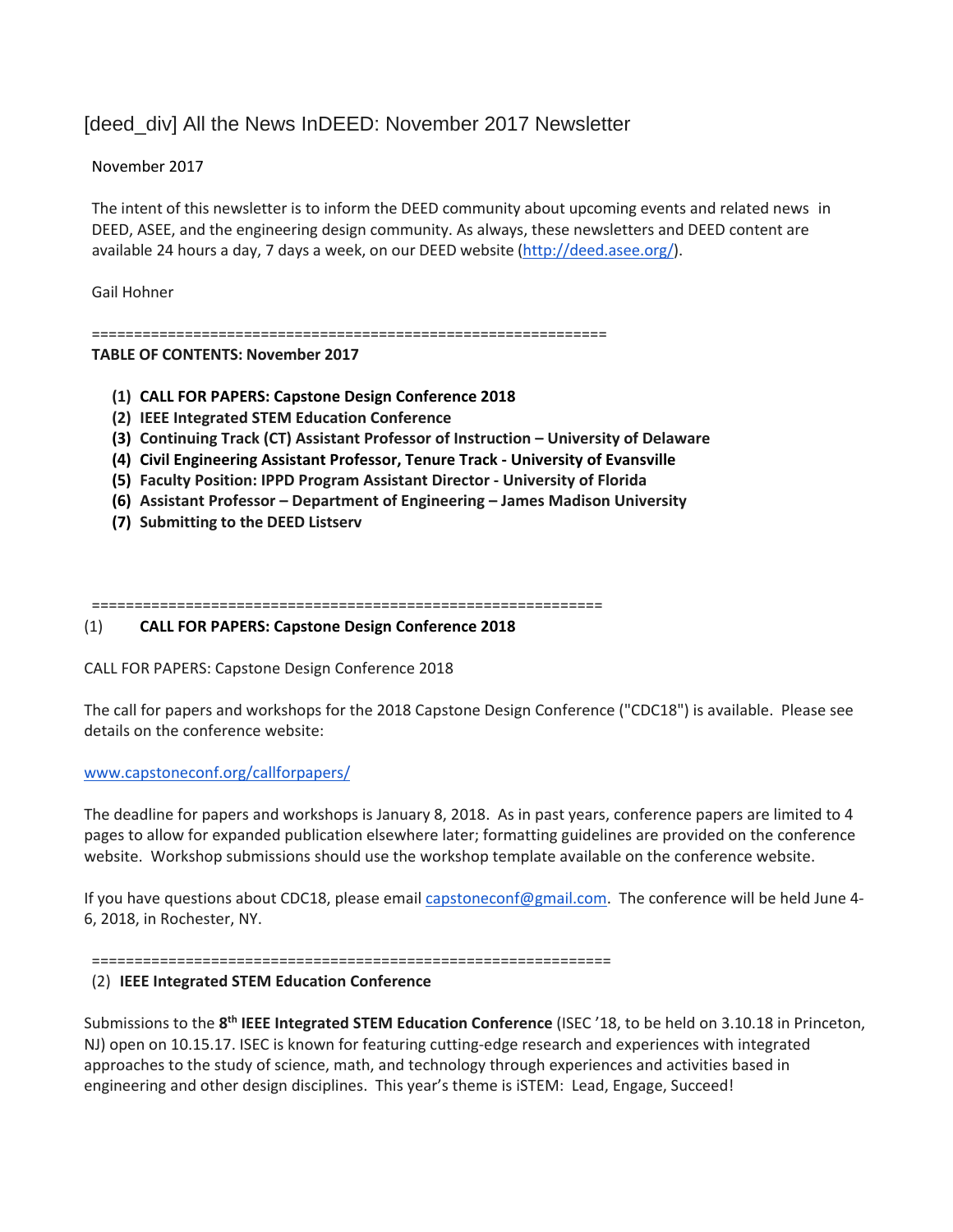# [deed_div] All the News InDEED: November 2017 Newsletter

November 2017

The intent of this newsletter is to inform the DEED community about upcoming events and related news in DEED, ASEE, and the engineering design community. As always, these newsletters and DEED content are available 24 hours a day, 7 days a week, on our DEED website (http://deed.asee.org/).

Gail Hohner

============================================================

**TABLE OF CONTENTS: November 2017**

1. **CALL FOR PAPERS: Capstone Design Conference 2018**
2. **IEEE Integrated STEM Education Conference**
3. **Continuing Track (CT) Assistant Professor of Instruction – University of Delaware**
4. **Civil Engineering Assistant Professor, Tenure Track - University of Evansville**
5. **Faculty Position: IPPD Program Assistant Director - University of Florida**
6. **Assistant Professor – Department of Engineering – James Madison University**
7. **Submitting to the DEED Listserv**

============================================================

## (1) CALL FOR PAPERS: Capstone Design Conference 2018

CALL FOR PAPERS: Capstone Design Conference 2018

The call for papers and workshops for the 2018 Capstone Design Conference ("CDC18") is available. Please see details on the conference website:

www.capstoneconf.org/callforpapers/

The deadline for papers and workshops is January 8, 2018. As in past years, conference papers are limited to 4 pages to allow for expanded publication elsewhere later; formatting guidelines are provided on the conference website. Workshop submissions should use the workshop template available on the conference website.

If you have questions about CDC18, please email capstoneconf@gmail.com. The conference will be held June 4-6, 2018, in Rochester, NY.

============================================================

## (2) IEEE Integrated STEM Education Conference

Submissions to the **8th IEEE Integrated STEM Education Conference** (ISEC '18, to be held on 3.10.18 in Princeton, NJ) open on 10.15.17. ISEC is known for featuring cutting-edge research and experiences with integrated approaches to the study of science, math, and technology through experiences and activities based in engineering and other design disciplines. This year's theme is iSTEM: Lead, Engage, Succeed!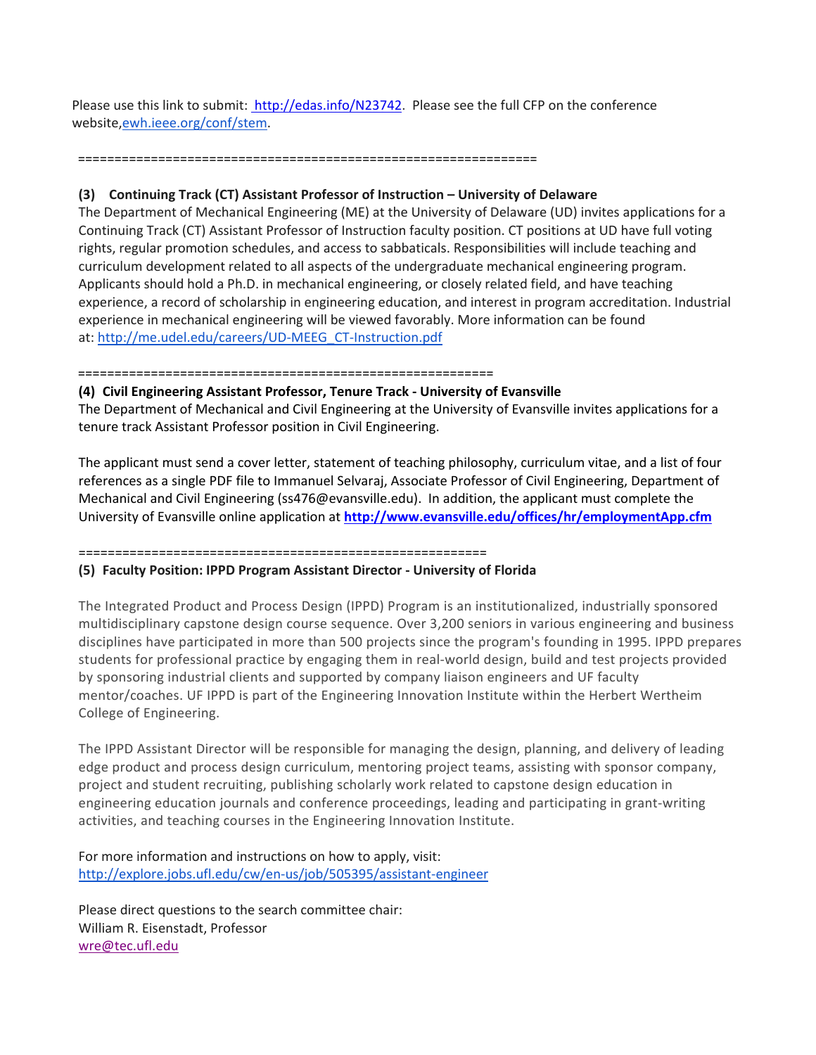Please use this link to submit: http://edas.info/N23742. Please see the full CFP on the conference website, ewh.ieee.org/conf/stem.

==============================================================

**(3) Continuing Track (CT) Assistant Professor of Instruction – University of Delaware**

The Department of Mechanical Engineering (ME) at the University of Delaware (UD) invites applications for a Continuing Track (CT) Assistant Professor of Instruction faculty position. CT positions at UD have full voting rights, regular promotion schedules, and access to sabbaticals. Responsibilities will include teaching and curriculum development related to all aspects of the undergraduate mechanical engineering program. Applicants should hold a Ph.D. in mechanical engineering, or closely related field, and have teaching experience, a record of scholarship in engineering education, and interest in program accreditation. Industrial experience in mechanical engineering will be viewed favorably. More information can be found at: http://me.udel.edu/careers/UD-MEEG_CT-Instruction.pdf

========================================================

**(4) Civil Engineering Assistant Professor, Tenure Track - University of Evansville**

The Department of Mechanical and Civil Engineering at the University of Evansville invites applications for a tenure track Assistant Professor position in Civil Engineering.

The applicant must send a cover letter, statement of teaching philosophy, curriculum vitae, and a list of four references as a single PDF file to Immanuel Selvaraj, Associate Professor of Civil Engineering, Department of Mechanical and Civil Engineering (ss476@evansville.edu). In addition, the applicant must complete the University of Evansville online application at **http://www.evansville.edu/offices/hr/employmentApp.cfm**

========================================================

**(5) Faculty Position: IPPD Program Assistant Director - University of Florida**

The Integrated Product and Process Design (IPPD) Program is an institutionalized, industrially sponsored multidisciplinary capstone design course sequence. Over 3,200 seniors in various engineering and business disciplines have participated in more than 500 projects since the program's founding in 1995. IPPD prepares students for professional practice by engaging them in real-world design, build and test projects provided by sponsoring industrial clients and supported by company liaison engineers and UF faculty mentor/coaches. UF IPPD is part of the Engineering Innovation Institute within the Herbert Wertheim College of Engineering.

The IPPD Assistant Director will be responsible for managing the design, planning, and delivery of leading edge product and process design curriculum, mentoring project teams, assisting with sponsor company, project and student recruiting, publishing scholarly work related to capstone design education in engineering education journals and conference proceedings, leading and participating in grant-writing activities, and teaching courses in the Engineering Innovation Institute.

For more information and instructions on how to apply, visit:
http://explore.jobs.ufl.edu/cw/en-us/job/505395/assistant-engineer

Please direct questions to the search committee chair:
William R. Eisenstadt, Professor
wre@tec.ufl.edu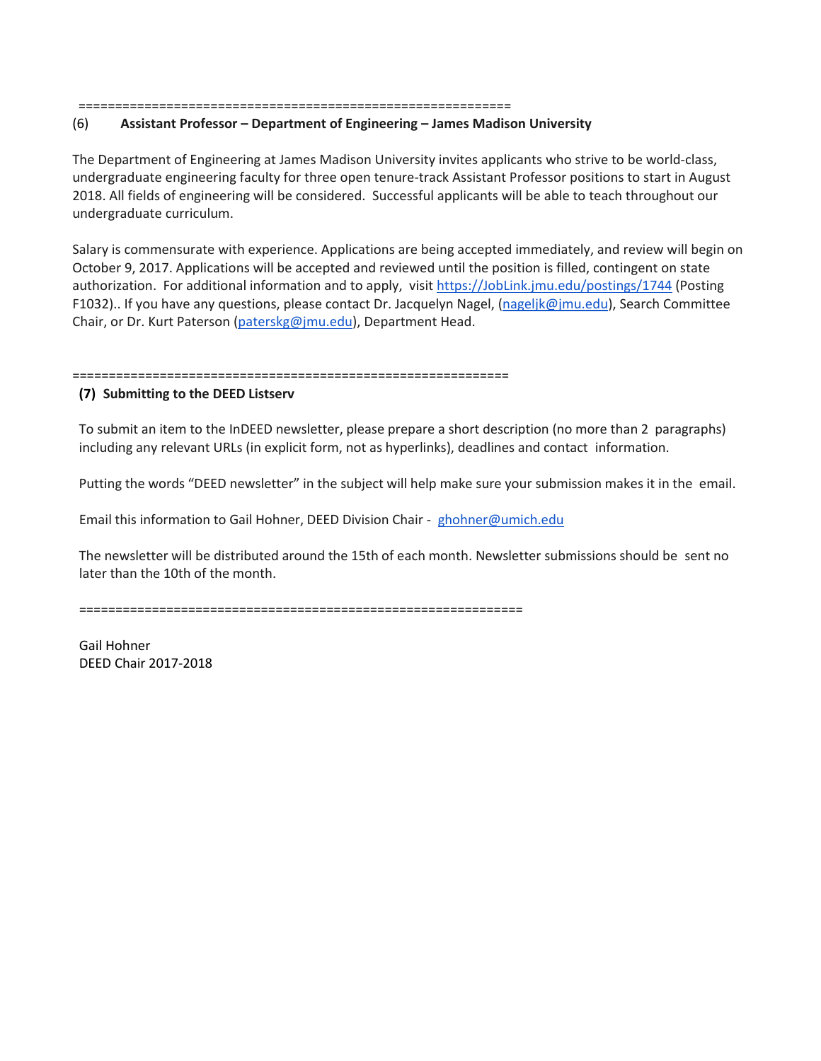============================================================

### (6) Assistant Professor – Department of Engineering – James Madison University

The Department of Engineering at James Madison University invites applicants who strive to be world-class, undergraduate engineering faculty for three open tenure-track Assistant Professor positions to start in August 2018. All fields of engineering will be considered. Successful applicants will be able to teach throughout our undergraduate curriculum.

Salary is commensurate with experience. Applications are being accepted immediately, and review will begin on October 9, 2017. Applications will be accepted and reviewed until the position is filled, contingent on state authorization. For additional information and to apply, visit https://JobLink.jmu.edu/postings/1744 (Posting F1032).. If you have any questions, please contact Dr. Jacquelyn Nagel, (nageljk@jmu.edu), Search Committee Chair, or Dr. Kurt Paterson (paterskg@jmu.edu), Department Head.

============================================================

### (7) Submitting to the DEED Listserv

To submit an item to the InDEED newsletter, please prepare a short description (no more than 2 paragraphs) including any relevant URLs (in explicit form, not as hyperlinks), deadlines and contact information.

Putting the words "DEED newsletter" in the subject will help make sure your submission makes it in the email.

Email this information to Gail Hohner, DEED Division Chair - ghohner@umich.edu

The newsletter will be distributed around the 15th of each month. Newsletter submissions should be sent no later than the 10th of the month.

============================================================

Gail Hohner
DEED Chair 2017-2018